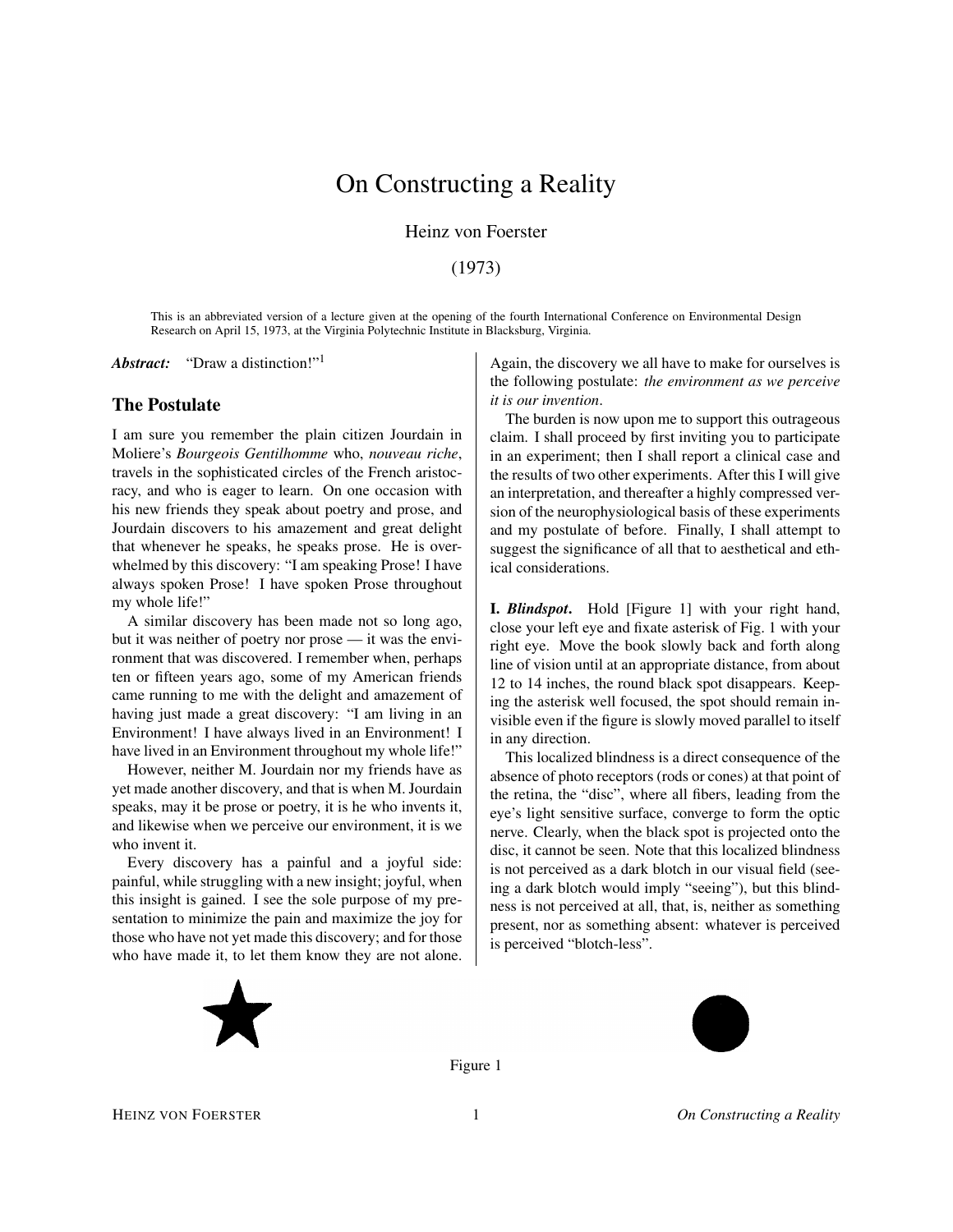# On Constructing a Reality

Heinz von Foerster

(1973)

This is an abbreviated version of a lecture given at the opening of the fourth International Conference on Environmental Design Research on April 15, 1973, at the Virginia Polytechnic Institute in Blacksburg, Virginia.

***Abstract:*** "Draw a distinction!"[1]

## The Postulate

I am sure you remember the plain citizen Jourdain in Moliere's *Bourgeois Gentilhomme* who, *nouveau riche*, travels in the sophisticated circles of the French aristocracy, and who is eager to learn. On one occasion with his new friends they speak about poetry and prose, and Jourdain discovers to his amazement and great delight that whenever he speaks, he speaks prose. He is overwhelmed by this discovery: "I am speaking Prose! I have always spoken Prose! I have spoken Prose throughout my whole life!"

A similar discovery has been made not so long ago, but it was neither of poetry nor prose — it was the environment that was discovered. I remember when, perhaps ten or fifteen years ago, some of my American friends came running to me with the delight and amazement of having just made a great discovery: "I am living in an Environment! I have always lived in an Environment! I have lived in an Environment throughout my whole life!"

However, neither M. Jourdain nor my friends have as yet made another discovery, and that is when M. Jourdain speaks, may it be prose or poetry, it is he who invents it, and likewise when we perceive our environment, it is we who invent it.

Every discovery has a painful and a joyful side: painful, while struggling with a new insight; joyful, when this insight is gained. I see the sole purpose of my presentation to minimize the pain and maximize the joy for those who have not yet made this discovery; and for those who have made it, to let them know they are not alone. Again, the discovery we all have to make for ourselves is the following postulate: *the environment as we perceive it is our invention*.

The burden is now upon me to support this outrageous claim. I shall proceed by first inviting you to participate in an experiment; then I shall report a clinical case and the results of two other experiments. After this I will give an interpretation, and thereafter a highly compressed version of the neurophysiological basis of these experiments and my postulate of before. Finally, I shall attempt to suggest the significance of all that to aesthetical and ethical considerations.

**I. *Blindspot*.** Hold [Figure 1] with your right hand, close your left eye and fixate asterisk of Fig. 1 with your right eye. Move the book slowly back and forth along line of vision until at an appropriate distance, from about 12 to 14 inches, the round black spot disappears. Keeping the asterisk well focused, the spot should remain invisible even if the figure is slowly moved parallel to itself in any direction.

This localized blindness is a direct consequence of the absence of photo receptors (rods or cones) at that point of the retina, the "disc", where all fibers, leading from the eye's light sensitive surface, converge to form the optic nerve. Clearly, when the black spot is projected onto the disc, it cannot be seen. Note that this localized blindness is not perceived as a dark blotch in our visual field (seeing a dark blotch would imply "seeing"), but this blindness is not perceived at all, that, is, neither as something present, nor as something absent: whatever is perceived is perceived "blotch-less".

Figure 1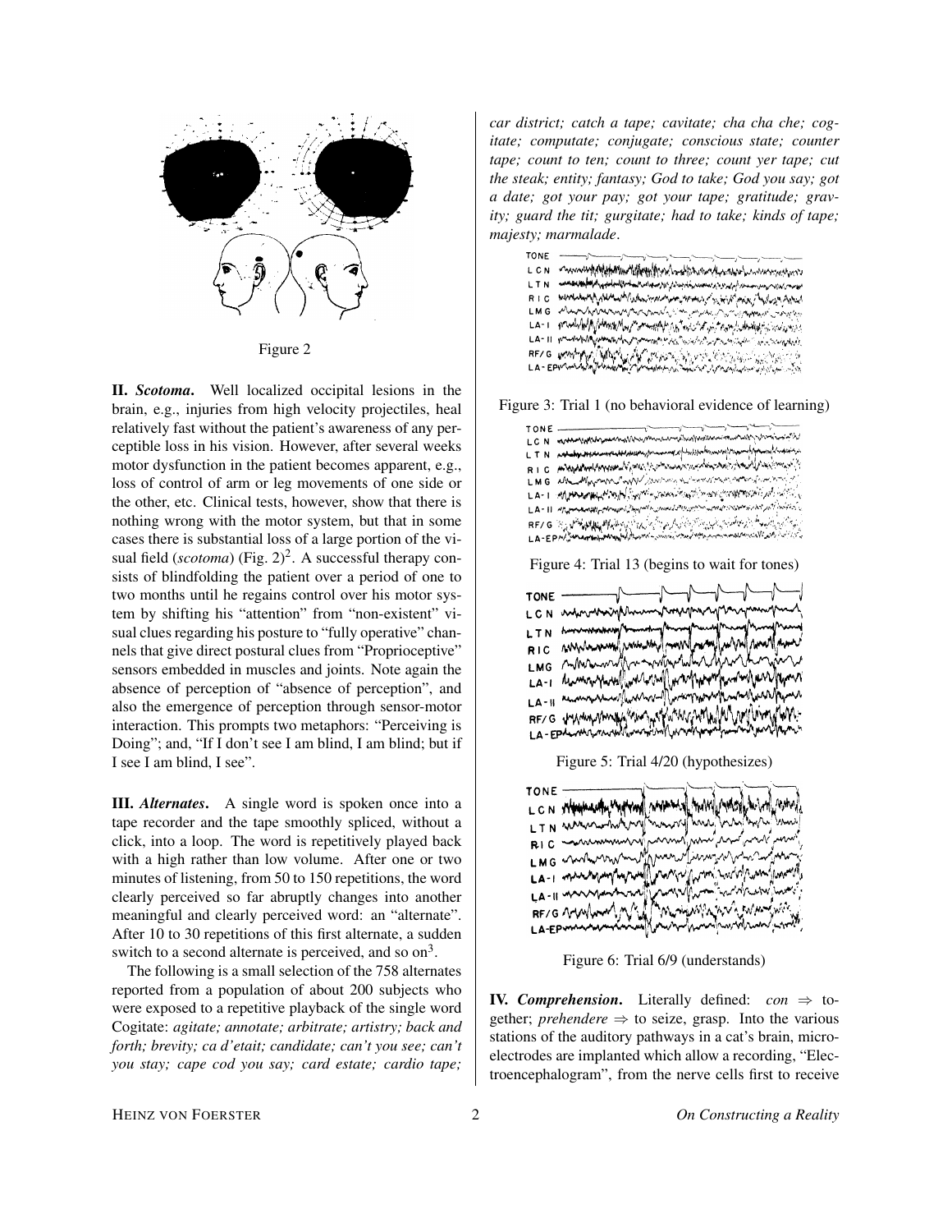Figure 2

**II.** ***Scotoma*****.** Well localized occipital lesions in the brain, e.g., injuries from high velocity projectiles, heal relatively fast without the patient's awareness of any perceptible loss in his vision. However, after several weeks motor dysfunction in the patient becomes apparent, e.g., loss of control of arm or leg movements of one side or the other, etc. Clinical tests, however, show that there is nothing wrong with the motor system, but that in some cases there is substantial loss of a large portion of the visual field (*scotoma*) (Fig. 2)[2]. A successful therapy consists of blindfolding the patient over a period of one to two months until he regains control over his motor system by shifting his "attention" from "non-existent" visual clues regarding his posture to "fully operative" channels that give direct postural clues from "Proprioceptive" sensors embedded in muscles and joints. Note again the absence of perception of "absence of perception", and also the emergence of perception through sensor-motor interaction. This prompts two metaphors: "Perceiving is Doing"; and, "If I don't see I am blind, I am blind; but if I see I am blind, I see".

**III.** ***Alternates*****.** A single word is spoken once into a tape recorder and the tape smoothly spliced, without a click, into a loop. The word is repetitively played back with a high rather than low volume. After one or two minutes of listening, from 50 to 150 repetitions, the word clearly perceived so far abruptly changes into another meaningful and clearly perceived word: an "alternate". After 10 to 30 repetitions of this first alternate, a sudden switch to a second alternate is perceived, and so on[3].

The following is a small selection of the 758 alternates reported from a population of about 200 subjects who were exposed to a repetitive playback of the single word Cogitate: *agitate; annotate; arbitrate; artistry; back and forth; brevity; ca d'etait; candidate; can't you see; can't you stay; cape cod you say; card estate; cardio tape; car district; catch a tape; cavitate; cha cha che; cogitate; computate; conjugate; conscious state; counter tape; count to ten; count to three; count yer tape; cut the steak; entity; fantasy; God to take; God you say; got a date; got your pay; got your tape; gratitude; gravity; guard the tit; gurgitate; had to take; kinds of tape; majesty; marmalade*.

Figure 3: Trial 1 (no behavioral evidence of learning)

Figure 4: Trial 13 (begins to wait for tones)

Figure 5: Trial 4/20 (hypothesizes)

Figure 6: Trial 6/9 (understands)

**IV.** ***Comprehension*****.** Literally defined: *con* $\Rightarrow$ together; *prehendere* $\Rightarrow$ to seize, grasp. Into the various stations of the auditory pathways in a cat's brain, microelectrodes are implanted which allow a recording, "Electroencephalogram", from the nerve cells first to receive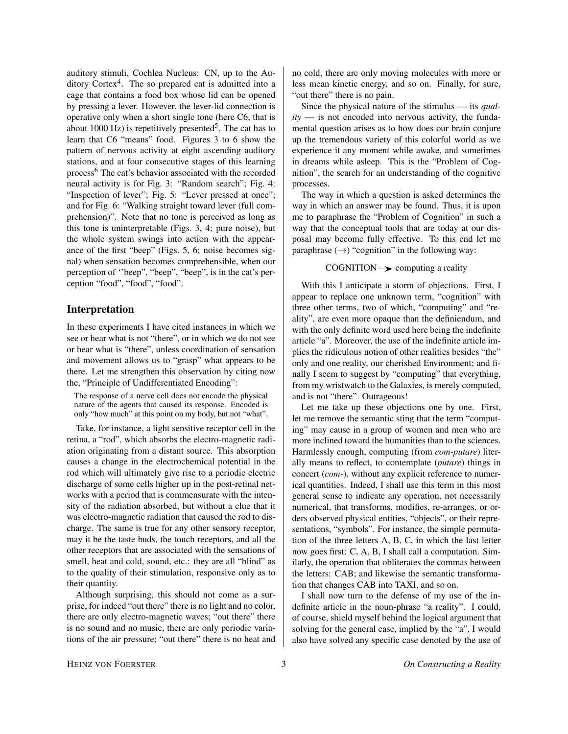auditory stimuli, Cochlea Nucleus: CN, up to the Auditory Cortex[4]. The so prepared cat is admitted into a cage that contains a food box whose lid can be opened by pressing a lever. However, the lever-lid connection is operative only when a short single tone (here C6, that is about 1000 Hz) is repetitively presented[5]. The cat has to learn that C6 "means" food. Figures 3 to 6 show the pattern of nervous activity at eight ascending auditory stations, and at four consecutive stages of this learning process[6] The cat's behavior associated with the recorded neural activity is for Fig. 3: "Random search"; Fig. 4: "Inspection of lever"; Fig. 5: "Lever pressed at once"; and for Fig. 6: "Walking straight toward lever (full comprehension)". Note that no tone is perceived as long as this tone is uninterpretable (Figs. 3, 4; pure noise), but the whole system swings into action with the appearance of the first "beep" (Figs. 5, 6; noise becomes signal) when sensation becomes comprehensible, when our perception of ''beep", "beep", "beep", is in the cat's perception "food", "food", "food".

## Interpretation

In these experiments I have cited instances in which we see or hear what is not "there", or in which we do not see or hear what is "there", unless coordination of sensation and movement allows us to "grasp" what appears to be there. Let me strengthen this observation by citing now the, "Principle of Undifferentiated Encoding":

> The response of a nerve cell does not encode the physical nature of the agents that caused its response. Encoded is only "how much" at this point on my body, but not "what".

Take, for instance, a light sensitive receptor cell in the retina, a "rod", which absorbs the electro-magnetic radiation originating from a distant source. This absorption causes a change in the electrochemical potential in the rod which will ultimately give rise to a periodic electric discharge of some cells higher up in the post-retinal networks with a period that is commensurate with the intensity of the radiation absorbed, but without a clue that it was electro-magnetic radiation that caused the rod to discharge. The same is true for any other sensory receptor, may it be the taste buds, the touch receptors, and all the other receptors that are associated with the sensations of smell, heat and cold, sound, etc.: they are all "blind" as to the quality of their stimulation, responsive only as to their quantity.

Although surprising, this should not come as a surprise, for indeed "out there" there is no light and no color, there are only electro-magnetic waves; "out there" there is no sound and no music, there are only periodic variations of the air pressure; "out there" there is no heat and no cold, there are only moving molecules with more or less mean kinetic energy, and so on. Finally, for sure, "out there" there is no pain.

Since the physical nature of the stimulus — its *quality* — is not encoded into nervous activity, the fundamental question arises as to how does our brain conjure up the tremendous variety of this colorful world as we experience it any moment while awake, and sometimes in dreams while asleep. This is the "Problem of Cognition", the search for an understanding of the cognitive processes.

The way in which a question is asked determines the way in which an answer may be found. Thus, it is upon me to paraphrase the "Problem of Cognition" in such a way that the conceptual tools that are today at our disposal may become fully effective. To this end let me paraphrase ($\rightarrow$) "cognition" in the following way:

$$\text{COGNITION} \rightarrow \text{computing a reality}$$

With this I anticipate a storm of objections. First, I appear to replace one unknown term, "cognition" with three other terms, two of which, "computing" and "reality", are even more opaque than the definiendum, and with the only definite word used here being the indefinite article "a". Moreover, the use of the indefinite article implies the ridiculous notion of other realities besides "the" only and one reality, our cherished Environment; and finally I seem to suggest by "computing" that everything, from my wristwatch to the Galaxies, is merely computed, and is not "there". Outrageous!

Let me take up these objections one by one. First, let me remove the semantic sting that the term "computing" may cause in a group of women and men who are more inclined toward the humanities than to the sciences. Harmlessly enough, computing (from *com-putare*) literally means to reflect, to contemplate (*putare*) things in concert (*com-*), without any explicit reference to numerical quantities. Indeed, I shall use this term in this most general sense to indicate any operation, not necessarily numerical, that transforms, modifies, re-arranges, or orders observed physical entities, "objects", or their representations, "symbols". For instance, the simple permutation of the three letters A, B, C, in which the last letter now goes first: C, A, B, I shall call a computation. Similarly, the operation that obliterates the commas between the letters: CAB; and likewise the semantic transformation that changes CAB into TAXI, and so on.

I shall now turn to the defense of my use of the indefinite article in the noun-phrase "a reality". I could, of course, shield myself behind the logical argument that solving for the general case, implied by the "a", I would also have solved any specific case denoted by the use of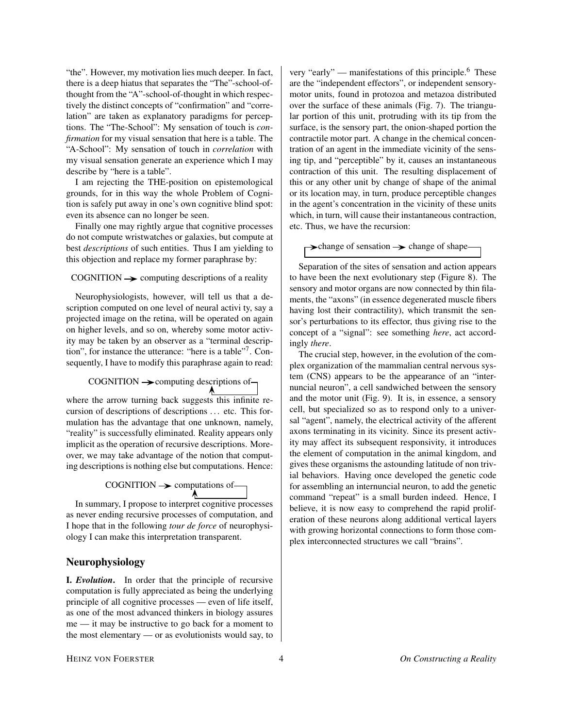"the". However, my motivation lies much deeper. In fact, there is a deep hiatus that separates the "The"-school-of-thought from the "A"-school-of-thought in which respectively the distinct concepts of "confirmation" and "correlation" are taken as explanatory paradigms for perceptions. The "The-School": My sensation of touch is *confirmation* for my visual sensation that here is a table. The "A-School": My sensation of touch in *correlation* with my visual sensation generate an experience which I may describe by "here is a table".

I am rejecting the THE-position on epistemological grounds, for in this way the whole Problem of Cognition is safely put away in one's own cognitive blind spot: even its absence can no longer be seen.

Finally one may rightly argue that cognitive processes do not compute wristwatches or galaxies, but compute at best *descriptions* of such entities. Thus I am yielding to this objection and replace my former paraphrase by:

COGNITION → computing descriptions of a reality

Neurophysiologists, however, will tell us that a description computed on one level of neural activi ty, say a projected image on the retina, will be operated on again on higher levels, and so on, whereby some motor activity may be taken by an observer as a "terminal description", for instance the utterance: "here is a table"[7]. Consequently, I have to modify this paraphrase again to read:

COGNITION → computing descriptions of ⟲

where the arrow turning back suggests this infinite recursion of descriptions of descriptions ... etc. This formulation has the advantage that one unknown, namely, "reality" is successfully eliminated. Reality appears only implicit as the operation of recursive descriptions. Moreover, we may take advantage of the notion that computing descriptions is nothing else but computations. Hence:

COGNITION → computations of ⟲

In summary, I propose to interpret cognitive processes as never ending recursive processes of computation, and I hope that in the following *tour de force* of neurophysiology I can make this interpretation transparent.

## Neurophysiology

**I. *Evolution*.** In order that the principle of recursive computation is fully appreciated as being the underlying principle of all cognitive processes — even of life itself, as one of the most advanced thinkers in biology assures me — it may be instructive to go back for a moment to the most elementary — or as evolutionists would say, to very "early" — manifestations of this principle.[6] These are the "independent effectors", or independent sensory-motor units, found in protozoa and metazoa distributed over the surface of these animals (Fig. 7). The triangular portion of this unit, protruding with its tip from the surface, is the sensory part, the onion-shaped portion the contractile motor part. A change in the chemical concentration of an agent in the immediate vicinity of the sensing tip, and "perceptible" by it, causes an instantaneous contraction of this unit. The resulting displacement of this or any other unit by change of shape of the animal or its location may, in turn, produce perceptible changes in the agent's concentration in the vicinity of these units which, in turn, will cause their instantaneous contraction, etc. Thus, we have the recursion:

→ change of sensation → change of shape ⟲

Separation of the sites of sensation and action appears to have been the next evolutionary step (Figure 8). The sensory and motor organs are now connected by thin filaments, the "axons" (in essence degenerated muscle fibers having lost their contractility), which transmit the sensor's perturbations to its effector, thus giving rise to the concept of a "signal": see something *here*, act accordingly *there*.

The crucial step, however, in the evolution of the complex organization of the mammalian central nervous system (CNS) appears to be the appearance of an "internuncial neuron", a cell sandwiched between the sensory and the motor unit (Fig. 9). It is, in essence, a sensory cell, but specialized so as to respond only to a universal "agent", namely, the electrical activity of the afferent axons terminating in its vicinity. Since its present activity may affect its subsequent responsivity, it introduces the element of computation in the animal kingdom, and gives these organisms the astounding latitude of non trivial behaviors. Having once developed the genetic code for assembling an internuncial neuron, to add the genetic command "repeat" is a small burden indeed. Hence, I believe, it is now easy to comprehend the rapid proliferation of these neurons along additional vertical layers with growing horizontal connections to form those complex interconnected structures we call "brains".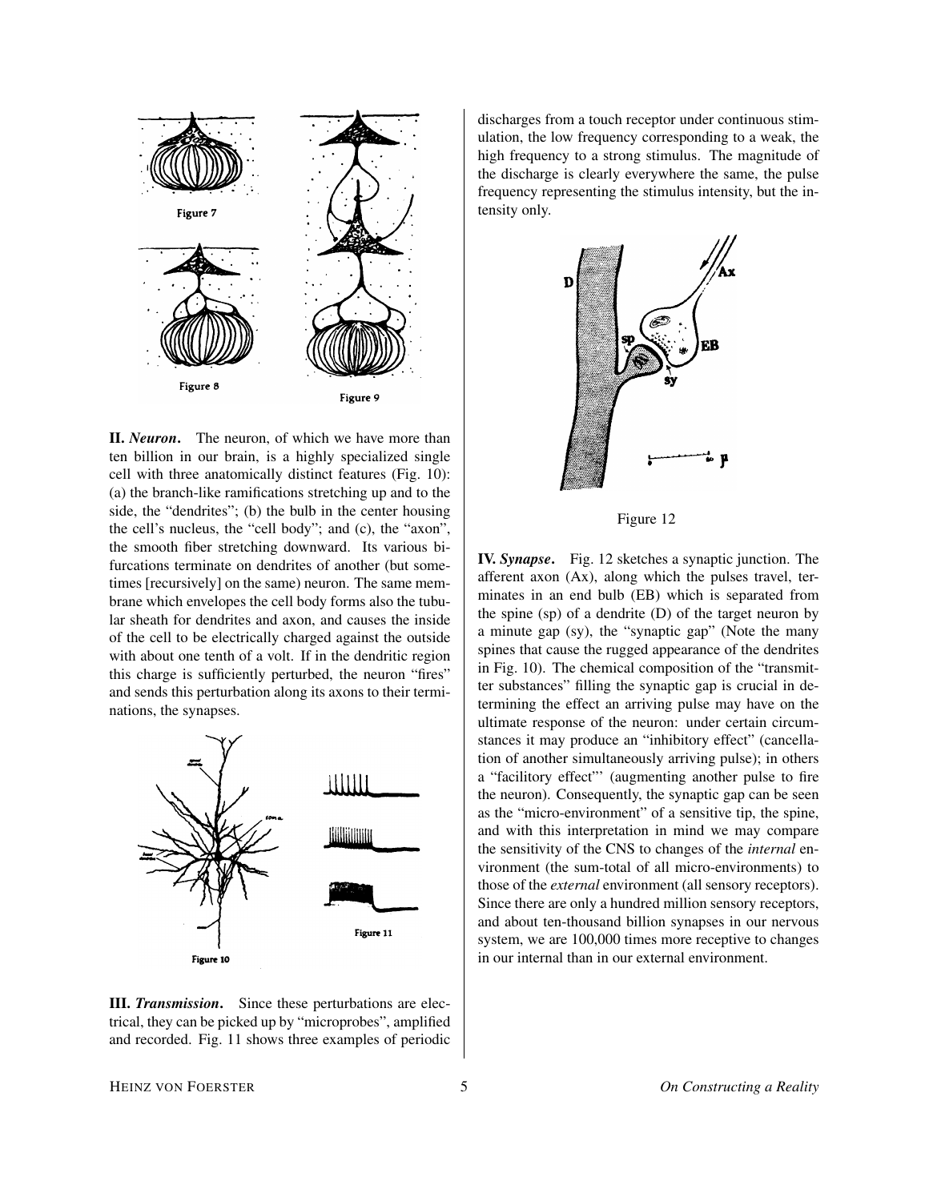Figure 7

Figure 8

Figure 9

**II. *Neuron*.** The neuron, of which we have more than ten billion in our brain, is a highly specialized single cell with three anatomically distinct features (Fig. 10): (a) the branch-like ramifications stretching up and to the side, the "dendrites"; (b) the bulb in the center housing the cell's nucleus, the "cell body"; and (c), the "axon", the smooth fiber stretching downward. Its various bifurcations terminate on dendrites of another (but sometimes [recursively] on the same) neuron. The same membrane which envelopes the cell body forms also the tubular sheath for dendrites and axon, and causes the inside of the cell to be electrically charged against the outside with about one tenth of a volt. If in the dendritic region this charge is sufficiently perturbed, the neuron "fires" and sends this perturbation along its axons to their terminations, the synapses.

Figure 10

Figure 11

**III. *Transmission*.** Since these perturbations are electrical, they can be picked up by "microprobes", amplified and recorded. Fig. 11 shows three examples of periodic discharges from a touch receptor under continuous stimulation, the low frequency corresponding to a weak, the high frequency to a strong stimulus. The magnitude of the discharge is clearly everywhere the same, the pulse frequency representing the stimulus intensity, but the intensity only.

Figure 12

**IV. *Synapse*.** Fig. 12 sketches a synaptic junction. The afferent axon (Ax), along which the pulses travel, terminates in an end bulb (EB) which is separated from the spine (sp) of a dendrite (D) of the target neuron by a minute gap (sy), the "synaptic gap" (Note the many spines that cause the rugged appearance of the dendrites in Fig. 10). The chemical composition of the "transmitter substances" filling the synaptic gap is crucial in determining the effect an arriving pulse may have on the ultimate response of the neuron: under certain circumstances it may produce an "inhibitory effect" (cancellation of another simultaneously arriving pulse); in others a "facilitory effect"' (augmenting another pulse to fire the neuron). Consequently, the synaptic gap can be seen as the "micro-environment" of a sensitive tip, the spine, and with this interpretation in mind we may compare the sensitivity of the CNS to changes of the *internal* environment (the sum-total of all micro-environments) to those of the *external* environment (all sensory receptors). Since there are only a hundred million sensory receptors, and about ten-thousand billion synapses in our nervous system, we are 100,000 times more receptive to changes in our internal than in our external environment.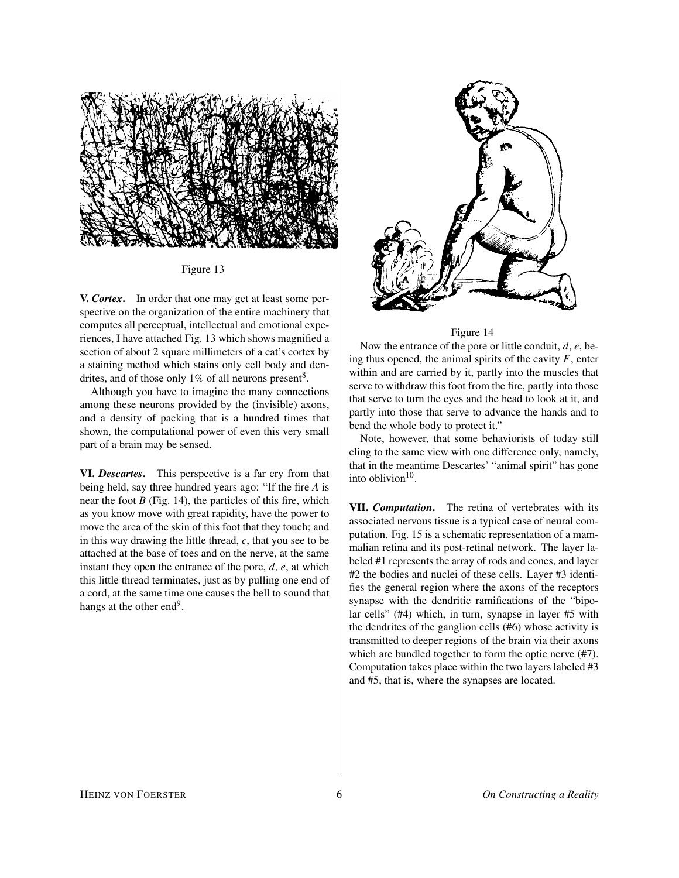Figure 13

**V. *Cortex*.** In order that one may get at least some perspective on the organization of the entire machinery that computes all perceptual, intellectual and emotional experiences, I have attached Fig. 13 which shows magnified a section of about 2 square millimeters of a cat's cortex by a staining method which stains only cell body and dendrites, and of those only 1% of all neurons present[8].

Although you have to imagine the many connections among these neurons provided by the (invisible) axons, and a density of packing that is a hundred times that shown, the computational power of even this very small part of a brain may be sensed.

**VI. *Descartes*.** This perspective is a far cry from that being held, say three hundred years ago: "If the fire *A* is near the foot *B* (Fig. 14), the particles of this fire, which as you know move with great rapidity, have the power to move the area of the skin of this foot that they touch; and in this way drawing the little thread, *c*, that you see to be attached at the base of toes and on the nerve, at the same instant they open the entrance of the pore, *d*, *e*, at which this little thread terminates, just as by pulling one end of a cord, at the same time one causes the bell to sound that hangs at the other end[9].

Figure 14

Now the entrance of the pore or little conduit, *d*, *e*, being thus opened, the animal spirits of the cavity *F*, enter within and are carried by it, partly into the muscles that serve to withdraw this foot from the fire, partly into those that serve to turn the eyes and the head to look at it, and partly into those that serve to advance the hands and to bend the whole body to protect it."

Note, however, that some behaviorists of today still cling to the same view with one difference only, namely, that in the meantime Descartes' "animal spirit" has gone into oblivion[10].

**VII. *Computation*.** The retina of vertebrates with its associated nervous tissue is a typical case of neural computation. Fig. 15 is a schematic representation of a mammalian retina and its post-retinal network. The layer labeled #1 represents the array of rods and cones, and layer #2 the bodies and nuclei of these cells. Layer #3 identifies the general region where the axons of the receptors synapse with the dendritic ramifications of the "bipolar cells" (#4) which, in turn, synapse in layer #5 with the dendrites of the ganglion cells (#6) whose activity is transmitted to deeper regions of the brain via their axons which are bundled together to form the optic nerve (#7). Computation takes place within the two layers labeled #3 and #5, that is, where the synapses are located.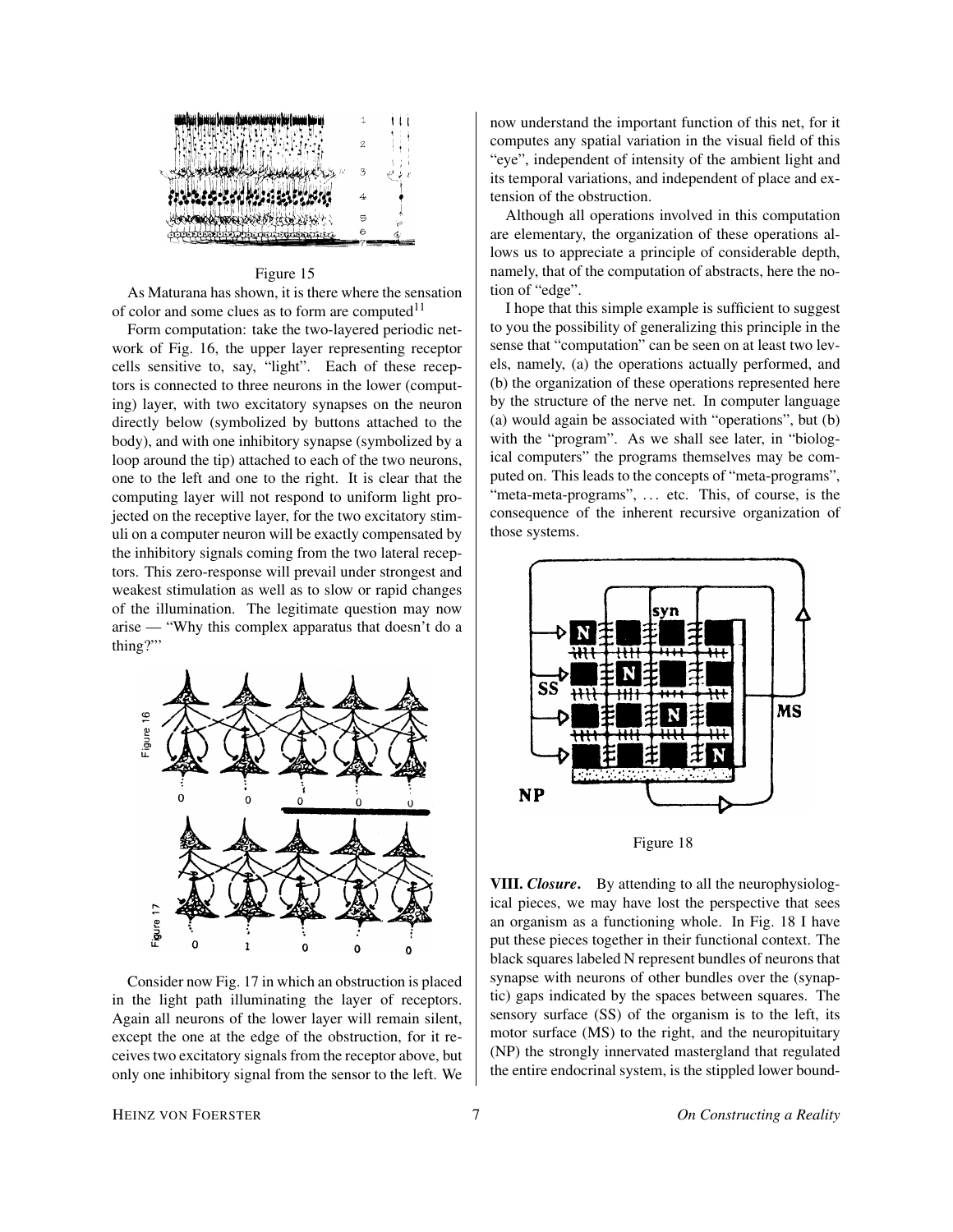Figure 15

As Maturana has shown, it is there where the sensation of color and some clues as to form are computed[11]

Form computation: take the two-layered periodic network of Fig. 16, the upper layer representing receptor cells sensitive to, say, "light". Each of these receptors is connected to three neurons in the lower (computing) layer, with two excitatory synapses on the neuron directly below (symbolized by buttons attached to the body), and with one inhibitory synapse (symbolized by a loop around the tip) attached to each of the two neurons, one to the left and one to the right. It is clear that the computing layer will not respond to uniform light projected on the receptive layer, for the two excitatory stimuli on a computer neuron will be exactly compensated by the inhibitory signals coming from the two lateral receptors. This zero-response will prevail under strongest and weakest stimulation as well as to slow or rapid changes of the illumination. The legitimate question may now arise — "Why this complex apparatus that doesn't do a thing?"'

Figure 16

Figure 17

Consider now Fig. 17 in which an obstruction is placed in the light path illuminating the layer of receptors. Again all neurons of the lower layer will remain silent, except the one at the edge of the obstruction, for it receives two excitatory signals from the receptor above, but only one inhibitory signal from the sensor to the left. We now understand the important function of this net, for it computes any spatial variation in the visual field of this "eye", independent of intensity of the ambient light and its temporal variations, and independent of place and extension of the obstruction.

Although all operations involved in this computation are elementary, the organization of these operations allows us to appreciate a principle of considerable depth, namely, that of the computation of abstracts, here the notion of "edge".

I hope that this simple example is sufficient to suggest to you the possibility of generalizing this principle in the sense that "computation" can be seen on at least two levels, namely, (a) the operations actually performed, and (b) the organization of these operations represented here by the structure of the nerve net. In computer language (a) would again be associated with "operations", but (b) with the "program". As we shall see later, in "biological computers" the programs themselves may be computed on. This leads to the concepts of "meta-programs", "meta-meta-programs", ... etc. This, of course, is the consequence of the inherent recursive organization of those systems.

Figure 18

**VIII. *Closure*.** By attending to all the neurophysiological pieces, we may have lost the perspective that sees an organism as a functioning whole. In Fig. 18 I have put these pieces together in their functional context. The black squares labeled N represent bundles of neurons that synapse with neurons of other bundles over the (synaptic) gaps indicated by the spaces between squares. The sensory surface (SS) of the organism is to the left, its motor surface (MS) to the right, and the neuropituitary (NP) the strongly innervated mastergland that regulated the entire endocrinal system, is the stippled lower bound-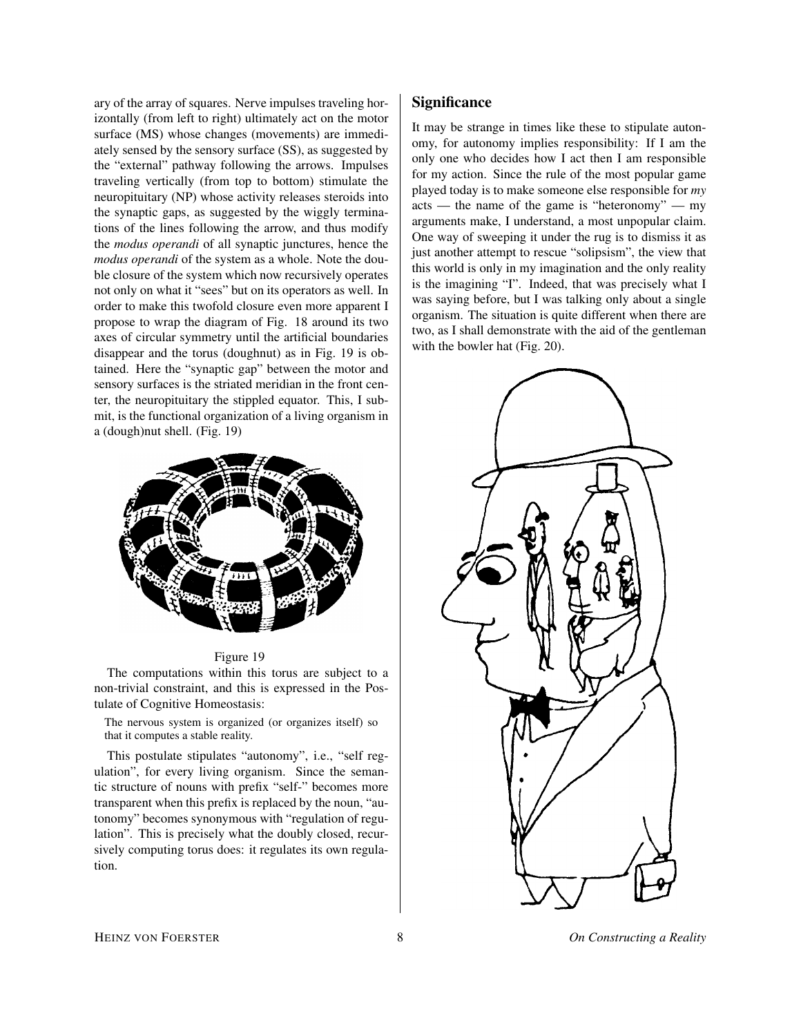ary of the array of squares. Nerve impulses traveling horizontally (from left to right) ultimately act on the motor surface (MS) whose changes (movements) are immediately sensed by the sensory surface (SS), as suggested by the "external" pathway following the arrows. Impulses traveling vertically (from top to bottom) stimulate the neuropituitary (NP) whose activity releases steroids into the synaptic gaps, as suggested by the wiggly terminations of the lines following the arrow, and thus modify the *modus operandi* of all synaptic junctures, hence the *modus operandi* of the system as a whole. Note the double closure of the system which now recursively operates not only on what it "sees" but on its operators as well. In order to make this twofold closure even more apparent I propose to wrap the diagram of Fig. 18 around its two axes of circular symmetry until the artificial boundaries disappear and the torus (doughnut) as in Fig. 19 is obtained. Here the "synaptic gap" between the motor and sensory surfaces is the striated meridian in the front center, the neuropituitary the stippled equator. This, I submit, is the functional organization of a living organism in a (dough)nut shell. (Fig. 19)

Figure 19

The computations within this torus are subject to a non-trivial constraint, and this is expressed in the Postulate of Cognitive Homeostasis:

> The nervous system is organized (or organizes itself) so that it computes a stable reality.

This postulate stipulates "autonomy", i.e., "self regulation", for every living organism. Since the semantic structure of nouns with prefix "self-" becomes more transparent when this prefix is replaced by the noun, "autonomy" becomes synonymous with "regulation of regulation". This is precisely what the doubly closed, recursively computing torus does: it regulates its own regulation.

## Significance

It may be strange in times like these to stipulate autonomy, for autonomy implies responsibility: If I am the only one who decides how I act then I am responsible for my action. Since the rule of the most popular game played today is to make someone else responsible for *my* acts — the name of the game is "heteronomy" — my arguments make, I understand, a most unpopular claim. One way of sweeping it under the rug is to dismiss it as just another attempt to rescue "solipsism", the view that this world is only in my imagination and the only reality is the imagining "I". Indeed, that was precisely what I was saying before, but I was talking only about a single organism. The situation is quite different when there are two, as I shall demonstrate with the aid of the gentleman with the bowler hat (Fig. 20).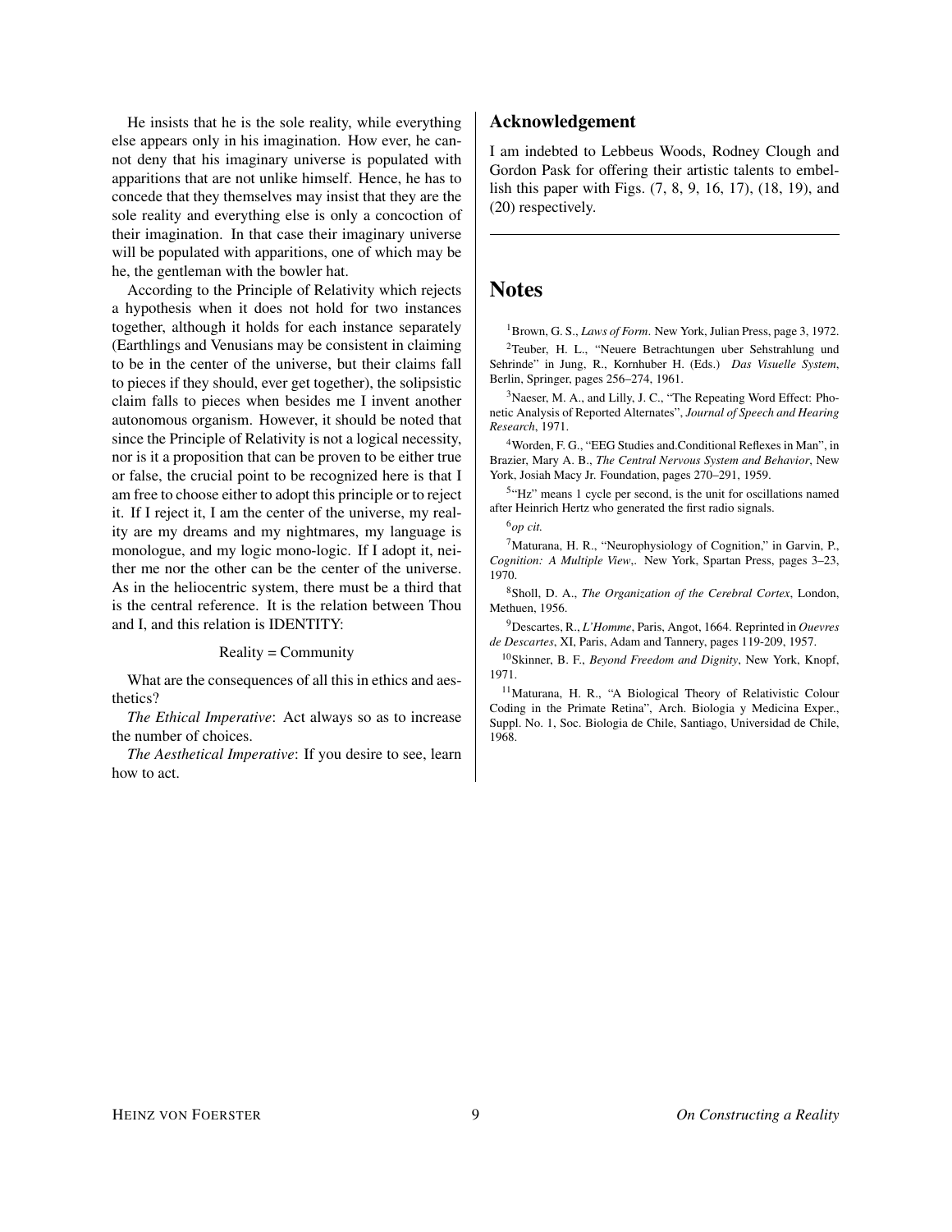He insists that he is the sole reality, while everything else appears only in his imagination. How ever, he cannot deny that his imaginary universe is populated with apparitions that are not unlike himself. Hence, he has to concede that they themselves may insist that they are the sole reality and everything else is only a concoction of their imagination. In that case their imaginary universe will be populated with apparitions, one of which may be he, the gentleman with the bowler hat.

According to the Principle of Relativity which rejects a hypothesis when it does not hold for two instances together, although it holds for each instance separately (Earthlings and Venusians may be consistent in claiming to be in the center of the universe, but their claims fall to pieces if they should, ever get together), the solipsistic claim falls to pieces when besides me I invent another autonomous organism. However, it should be noted that since the Principle of Relativity is not a logical necessity, nor is it a proposition that can be proven to be either true or false, the crucial point to be recognized here is that I am free to choose either to adopt this principle or to reject it. If I reject it, I am the center of the universe, my reality are my dreams and my nightmares, my language is monologue, and my logic mono-logic. If I adopt it, neither me nor the other can be the center of the universe. As in the heliocentric system, there must be a third that is the central reference. It is the relation between Thou and I, and this relation is IDENTITY:

Reality = Community

What are the consequences of all this in ethics and aesthetics?

*The Ethical Imperative*: Act always so as to increase the number of choices.

*The Aesthetical Imperative*: If you desire to see, learn how to act.

## Acknowledgement

I am indebted to Lebbeus Woods, Rodney Clough and Gordon Pask for offering their artistic talents to embellish this paper with Figs. (7, 8, 9, 16, 17), (18, 19), and (20) respectively.

## Notes

[1] Brown, G. S., *Laws of Form*. New York, Julian Press, page 3, 1972.

[2] Teuber, H. L., "Neuere Betrachtungen uber Sehstrahlung und Sehrinde" in Jung, R., Kornhuber H. (Eds.) *Das Visuelle System*, Berlin, Springer, pages 256–274, 1961.

[3] Naeser, M. A., and Lilly, J. C., "The Repeating Word Effect: Phonetic Analysis of Reported Alternates", *Journal of Speech and Hearing Research*, 1971.

[4] Worden, F. G., "EEG Studies and.Conditional Reflexes in Man", in Brazier, Mary A. B., *The Central Nervous System and Behavior*, New York, Josiah Macy Jr. Foundation, pages 270–291, 1959.

[5] "Hz" means 1 cycle per second, is the unit for oscillations named after Heinrich Hertz who generated the first radio signals.

[6] *op cit.*

[7] Maturana, H. R., "Neurophysiology of Cognition," in Garvin, P., *Cognition: A Multiple View*,. New York, Spartan Press, pages 3–23, 1970.

[8] Sholl, D. A., *The Organization of the Cerebral Cortex*, London, Methuen, 1956.

[9] Descartes, R., *L'Homme*, Paris, Angot, 1664. Reprinted in *Ouevres de Descartes*, XI, Paris, Adam and Tannery, pages 119-209, 1957.

[10] Skinner, B. F., *Beyond Freedom and Dignity*, New York, Knopf, 1971.

[11] Maturana, H. R., "A Biological Theory of Relativistic Colour Coding in the Primate Retina", Arch. Biologia y Medicina Exper., Suppl. No. 1, Soc. Biologia de Chile, Santiago, Universidad de Chile, 1968.